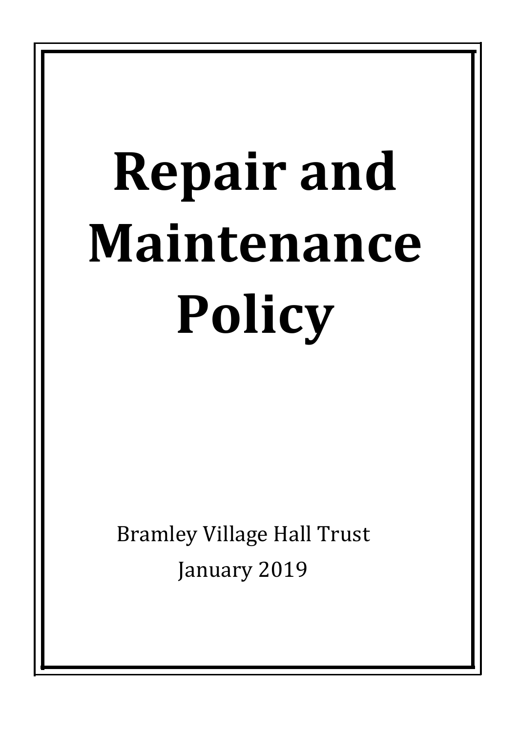# Repair and Maintenance Policy

Bramley Village Hall Trust

January 2019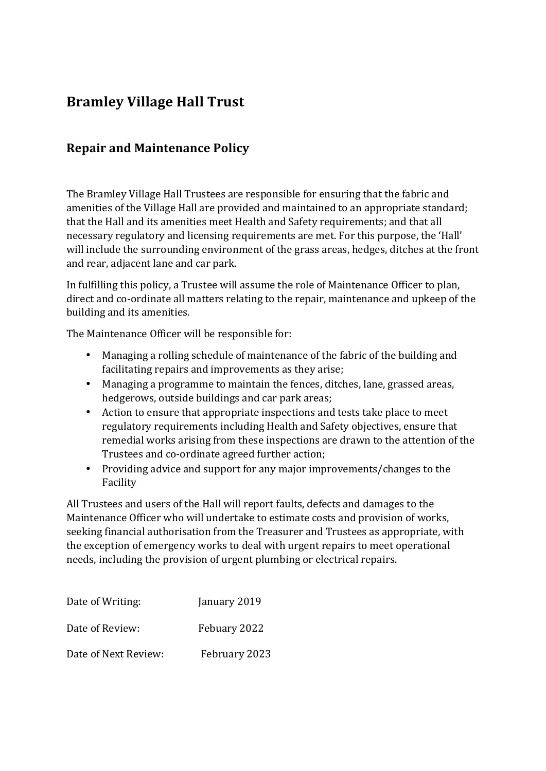# Bramley Village Hall Trust

## Repair and Maintenance Policy

The Bramley Village Hall Trustees are responsible for ensuring that the fabric and amenities of the Village Hall are provided and maintained to an appropriate standard; that the Hall and its amenities meet Health and Safety requirements; and that all necessary regulatory and licensing requirements are met. For this purpose, the 'Hall' will include the surrounding environment of the grass areas, hedges, ditches at the front and rear, adjacent lane and car park.

In fulfilling this policy, a Trustee will assume the role of Maintenance Officer to plan, direct and co-ordinate all matters relating to the repair, maintenance and upkeep of the building and its amenities.

The Maintenance Officer will be responsible for:

- Managing a rolling schedule of maintenance of the fabric of the building and facilitating repairs and improvements as they arise;
- Managing a programme to maintain the fences, ditches, lane, grassed areas, hedgerows, outside buildings and car park areas;
- Action to ensure that appropriate inspections and tests take place to meet regulatory requirements including Health and Safety objectives, ensure that remedial works arising from these inspections are drawn to the attention of the Trustees and co-ordinate agreed further action;
- Providing advice and support for any major improvements/changes to the Facility

All Trustees and users of the Hall will report faults, defects and damages to the Maintenance Officer who will undertake to estimate costs and provision of works, seeking financial authorisation from the Treasurer and Trustees as appropriate, with the exception of emergency works to deal with urgent repairs to meet operational needs, including the provision of urgent plumbing or electrical repairs.

| | |
|---|---|
| Date of Writing: | January 2019 |
| Date of Review: | Febuary 2022 |
| Date of Next Review: | February 2023 |